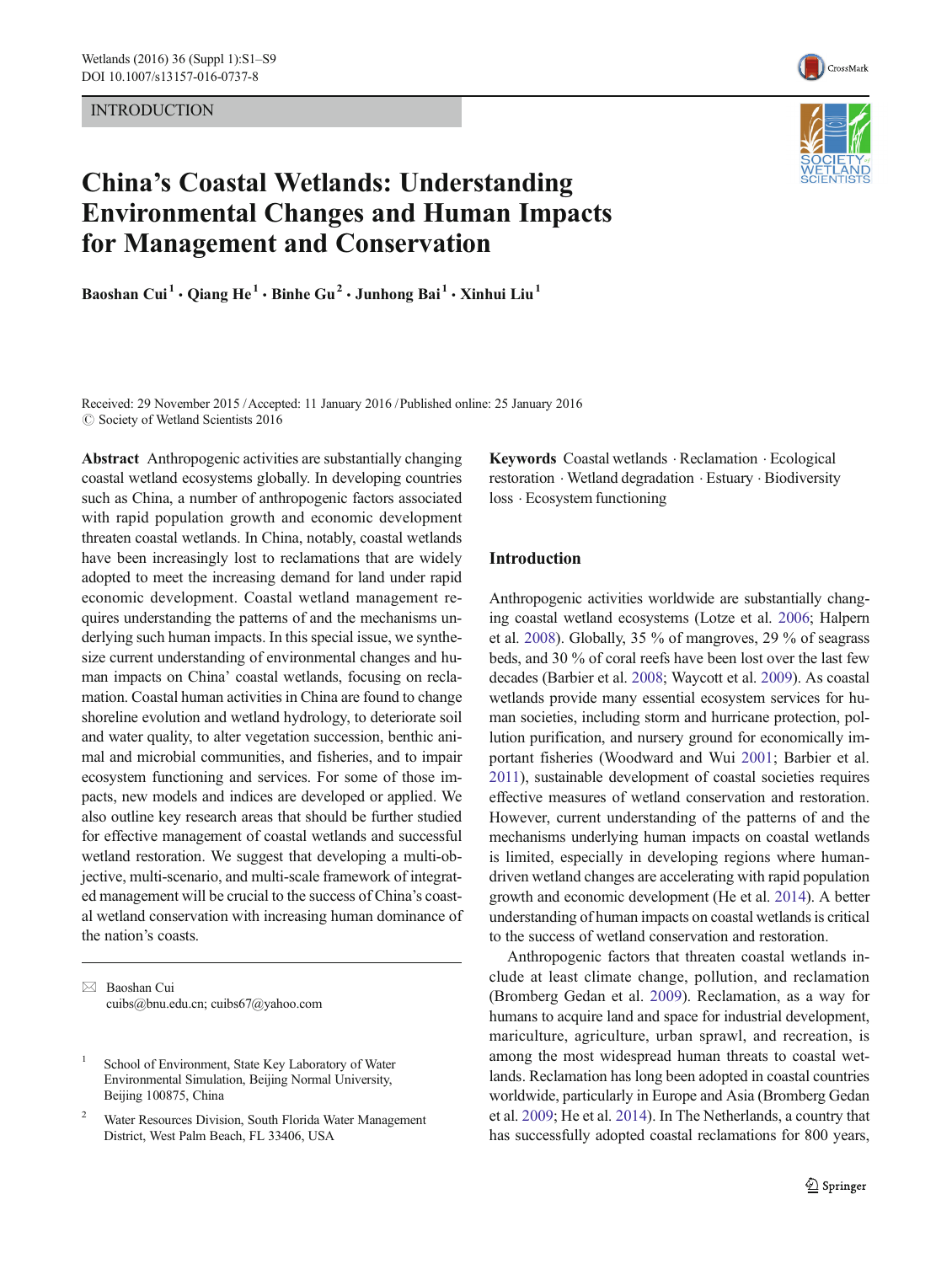INTRODUCTION

# China's Coastal Wetlands: Understanding Environmental Changes and Human Impacts for Management and Conservation

**Baoshan Cui[1] · Qiang He[1] · Binhe Gu[2] · Junhong Bai[1] · Xinhui Liu[1]**

Received: 29 November 2015 / Accepted: 11 January 2016 / Published online: 25 January 2016
© Society of Wetland Scientists 2016

**Abstract** Anthropogenic activities are substantially changing coastal wetland ecosystems globally. In developing countries such as China, a number of anthropogenic factors associated with rapid population growth and economic development threaten coastal wetlands. In China, notably, coastal wetlands have been increasingly lost to reclamations that are widely adopted to meet the increasing demand for land under rapid economic development. Coastal wetland management requires understanding the patterns of and the mechanisms underlying such human impacts. In this special issue, we synthesize current understanding of environmental changes and human impacts on China' coastal wetlands, focusing on reclamation. Coastal human activities in China are found to change shoreline evolution and wetland hydrology, to deteriorate soil and water quality, to alter vegetation succession, benthic animal and microbial communities, and fisheries, and to impair ecosystem functioning and services. For some of those impacts, new models and indices are developed or applied. We also outline key research areas that should be further studied for effective management of coastal wetlands and successful wetland restoration. We suggest that developing a multi-objective, multi-scenario, and multi-scale framework of integrated management will be crucial to the success of China's coastal wetland conservation with increasing human dominance of the nation's coasts.

**Keywords** Coastal wetlands · Reclamation · Ecological restoration · Wetland degradation · Estuary · Biodiversity loss · Ecosystem functioning

✉ Baoshan Cui
cuibs@bnu.edu.cn; cuibs67@yahoo.com

[1] School of Environment, State Key Laboratory of Water Environmental Simulation, Beijing Normal University, Beijing 100875, China

[2] Water Resources Division, South Florida Water Management District, West Palm Beach, FL 33406, USA

## Introduction

Anthropogenic activities worldwide are substantially changing coastal wetland ecosystems (Lotze et al. 2006; Halpern et al. 2008). Globally, 35 % of mangroves, 29 % of seagrass beds, and 30 % of coral reefs have been lost over the last few decades (Barbier et al. 2008; Waycott et al. 2009). As coastal wetlands provide many essential ecosystem services for human societies, including storm and hurricane protection, pollution purification, and nursery ground for economically important fisheries (Woodward and Wui 2001; Barbier et al. 2011), sustainable development of coastal societies requires effective measures of wetland conservation and restoration. However, current understanding of the patterns of and the mechanisms underlying human impacts on coastal wetlands is limited, especially in developing regions where human-driven wetland changes are accelerating with rapid population growth and economic development (He et al. 2014). A better understanding of human impacts on coastal wetlands is critical to the success of wetland conservation and restoration.

Anthropogenic factors that threaten coastal wetlands include at least climate change, pollution, and reclamation (Bromberg Gedan et al. 2009). Reclamation, as a way for humans to acquire land and space for industrial development, mariculture, agriculture, urban sprawl, and recreation, is among the most widespread human threats to coastal wetlands. Reclamation has long been adopted in coastal countries worldwide, particularly in Europe and Asia (Bromberg Gedan et al. 2009; He et al. 2014). In The Netherlands, a country that has successfully adopted coastal reclamations for 800 years,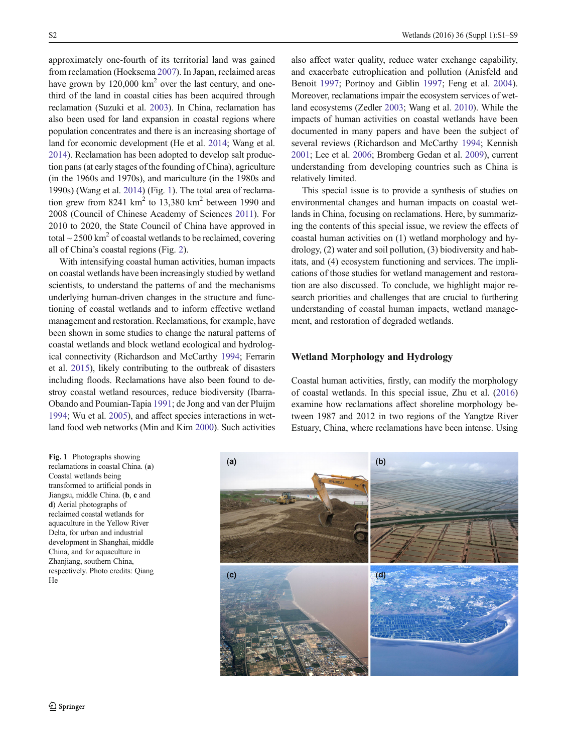approximately one-fourth of its territorial land was gained from reclamation (Hoeksema 2007). In Japan, reclaimed areas have grown by 120,000 km$^2$ over the last century, and one-third of the land in coastal cities has been acquired through reclamation (Suzuki et al. 2003). In China, reclamation has also been used for land expansion in coastal regions where population concentrates and there is an increasing shortage of land for economic development (He et al. 2014; Wang et al. 2014). Reclamation has been adopted to develop salt production pans (at early stages of the founding of China), agriculture (in the 1960s and 1970s), and mariculture (in the 1980s and 1990s) (Wang et al. 2014) (Fig. 1). The total area of reclamation grew from 8241 km$^2$ to 13,380 km$^2$ between 1990 and 2008 (Council of Chinese Academy of Sciences 2011). For 2010 to 2020, the State Council of China have approved in total ~ 2500 km$^2$ of coastal wetlands to be reclaimed, covering all of China's coastal regions (Fig. 2).

With intensifying coastal human activities, human impacts on coastal wetlands have been increasingly studied by wetland scientists, to understand the patterns of and the mechanisms underlying human-driven changes in the structure and functioning of coastal wetlands and to inform effective wetland management and restoration. Reclamations, for example, have been shown in some studies to change the natural patterns of coastal wetlands and block wetland ecological and hydrological connectivity (Richardson and McCarthy 1994; Ferrarin et al. 2015), likely contributing to the outbreak of disasters including floods. Reclamations have also been found to destroy coastal wetland resources, reduce biodiversity (Ibarra-Obando and Poumian-Tapia 1991; de Jong and van der Pluijm 1994; Wu et al. 2005), and affect species interactions in wetland food web networks (Min and Kim 2000). Such activities also affect water quality, reduce water exchange capability, and exacerbate eutrophication and pollution (Anisfeld and Benoit 1997; Portnoy and Giblin 1997; Feng et al. 2004). Moreover, reclamations impair the ecosystem services of wetland ecosystems (Zedler 2003; Wang et al. 2010). While the impacts of human activities on coastal wetlands have been documented in many papers and have been the subject of several reviews (Richardson and McCarthy 1994; Kennish 2001; Lee et al. 2006; Bromberg Gedan et al. 2009), current understanding from developing countries such as China is relatively limited.

This special issue is to provide a synthesis of studies on environmental changes and human impacts on coastal wetlands in China, focusing on reclamations. Here, by summarizing the contents of this special issue, we review the effects of coastal human activities on (1) wetland morphology and hydrology, (2) water and soil pollution, (3) biodiversity and habitats, and (4) ecosystem functioning and services. The implications of those studies for wetland management and restoration are also discussed. To conclude, we highlight major research priorities and challenges that are crucial to furthering understanding of coastal human impacts, wetland management, and restoration of degraded wetlands.

## Wetland Morphology and Hydrology

Coastal human activities, firstly, can modify the morphology of coastal wetlands. In this special issue, Zhu et al. (2016) examine how reclamations affect shoreline morphology between 1987 and 2012 in two regions of the Yangtze River Estuary, China, where reclamations have been intense. Using

**Fig. 1** Photographs showing reclamations in coastal China. (**a**) Coastal wetlands being transformed to artificial ponds in Jiangsu, middle China. (**b**, **c** and **d**) Aerial photographs of reclaimed coastal wetlands for aquaculture in the Yellow River Delta, for urban and industrial development in Shanghai, middle China, and for aquaculture in Zhanjiang, southern China, respectively. Photo credits: Qiang He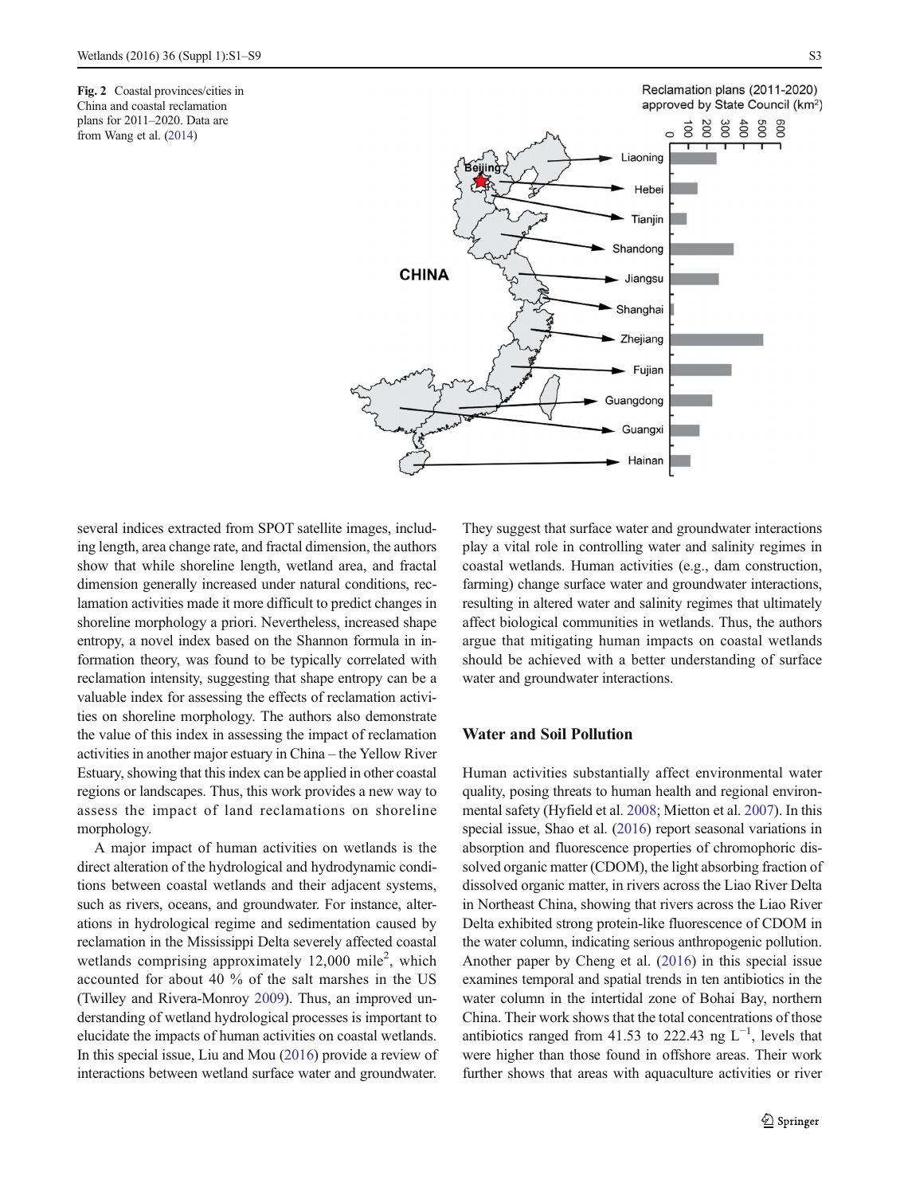**Fig. 2** Coastal provinces/cities in China and coastal reclamation plans for 2011–2020. Data are from Wang et al. (2014)

several indices extracted from SPOT satellite images, including length, area change rate, and fractal dimension, the authors show that while shoreline length, wetland area, and fractal dimension generally increased under natural conditions, reclamation activities made it more difficult to predict changes in shoreline morphology a priori. Nevertheless, increased shape entropy, a novel index based on the Shannon formula in information theory, was found to be typically correlated with reclamation intensity, suggesting that shape entropy can be a valuable index for assessing the effects of reclamation activities on shoreline morphology. The authors also demonstrate the value of this index in assessing the impact of reclamation activities in another major estuary in China – the Yellow River Estuary, showing that this index can be applied in other coastal regions or landscapes. Thus, this work provides a new way to assess the impact of land reclamations on shoreline morphology.

A major impact of human activities on wetlands is the direct alteration of the hydrological and hydrodynamic conditions between coastal wetlands and their adjacent systems, such as rivers, oceans, and groundwater. For instance, alterations in hydrological regime and sedimentation caused by reclamation in the Mississippi Delta severely affected coastal wetlands comprising approximately 12,000 mile$^2$, which accounted for about 40 % of the salt marshes in the US (Twilley and Rivera-Monroy 2009). Thus, an improved understanding of wetland hydrological processes is important to elucidate the impacts of human activities on coastal wetlands. In this special issue, Liu and Mou (2016) provide a review of interactions between wetland surface water and groundwater. They suggest that surface water and groundwater interactions play a vital role in controlling water and salinity regimes in coastal wetlands. Human activities (e.g., dam construction, farming) change surface water and groundwater interactions, resulting in altered water and salinity regimes that ultimately affect biological communities in wetlands. Thus, the authors argue that mitigating human impacts on coastal wetlands should be achieved with a better understanding of surface water and groundwater interactions.

## Water and Soil Pollution

Human activities substantially affect environmental water quality, posing threats to human health and regional environmental safety (Hyfield et al. 2008; Mietton et al. 2007). In this special issue, Shao et al. (2016) report seasonal variations in absorption and fluorescence properties of chromophoric dissolved organic matter (CDOM), the light absorbing fraction of dissolved organic matter, in rivers across the Liao River Delta in Northeast China, showing that rivers across the Liao River Delta exhibited strong protein-like fluorescence of CDOM in the water column, indicating serious anthropogenic pollution. Another paper by Cheng et al. (2016) in this special issue examines temporal and spatial trends in ten antibiotics in the water column in the intertidal zone of Bohai Bay, northern China. Their work shows that the total concentrations of those antibiotics ranged from 41.53 to 222.43 ng L$^{-1}$, levels that were higher than those found in offshore areas. Their work further shows that areas with aquaculture activities or river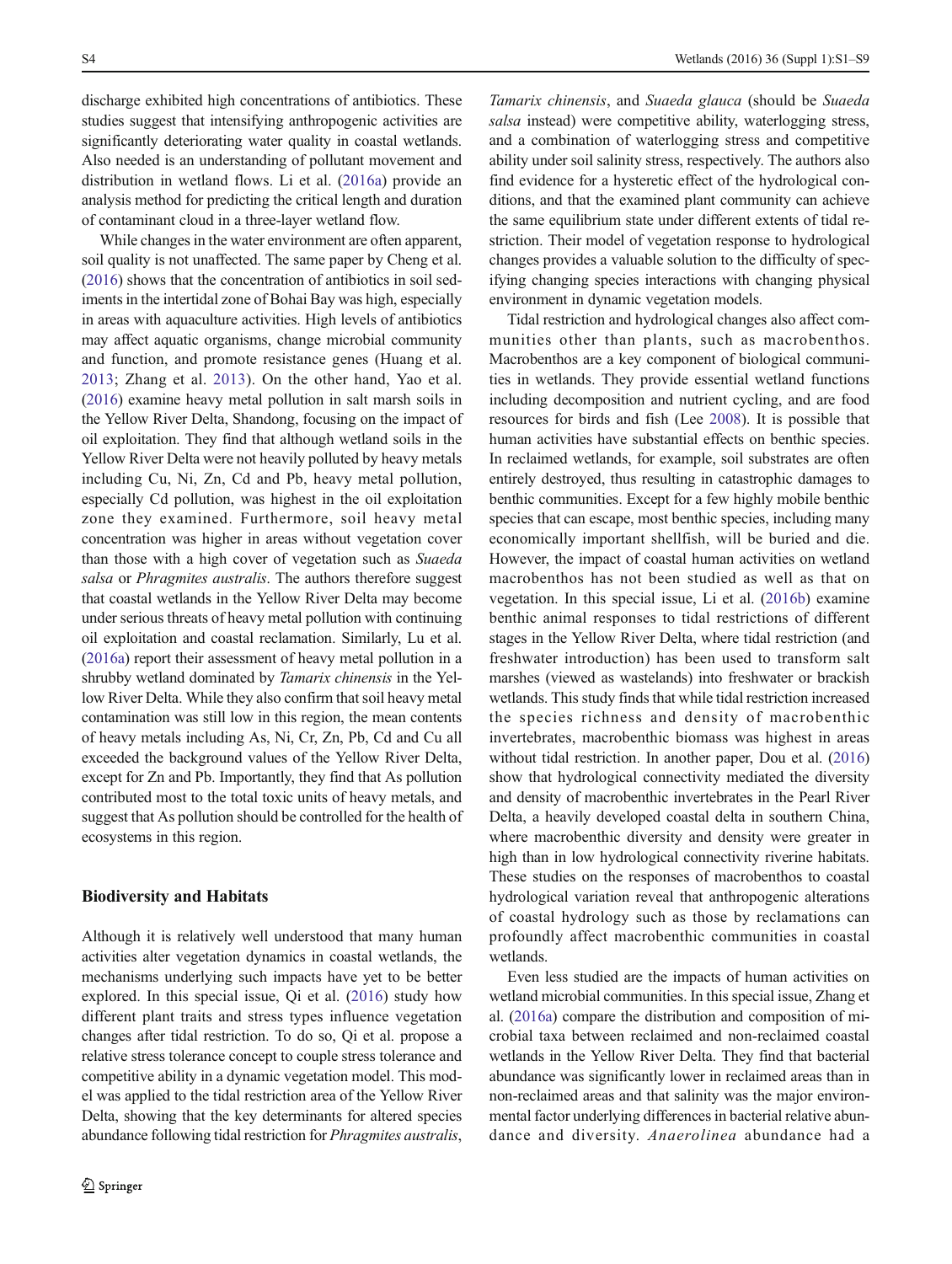discharge exhibited high concentrations of antibiotics. These studies suggest that intensifying anthropogenic activities are significantly deteriorating water quality in coastal wetlands. Also needed is an understanding of pollutant movement and distribution in wetland flows. Li et al. (2016a) provide an analysis method for predicting the critical length and duration of contaminant cloud in a three-layer wetland flow.

While changes in the water environment are often apparent, soil quality is not unaffected. The same paper by Cheng et al. (2016) shows that the concentration of antibiotics in soil sediments in the intertidal zone of Bohai Bay was high, especially in areas with aquaculture activities. High levels of antibiotics may affect aquatic organisms, change microbial community and function, and promote resistance genes (Huang et al. 2013; Zhang et al. 2013). On the other hand, Yao et al. (2016) examine heavy metal pollution in salt marsh soils in the Yellow River Delta, Shandong, focusing on the impact of oil exploitation. They find that although wetland soils in the Yellow River Delta were not heavily polluted by heavy metals including Cu, Ni, Zn, Cd and Pb, heavy metal pollution, especially Cd pollution, was highest in the oil exploitation zone they examined. Furthermore, soil heavy metal concentration was higher in areas without vegetation cover than those with a high cover of vegetation such as *Suaeda salsa* or *Phragmites australis*. The authors therefore suggest that coastal wetlands in the Yellow River Delta may become under serious threats of heavy metal pollution with continuing oil exploitation and coastal reclamation. Similarly, Lu et al. (2016a) report their assessment of heavy metal pollution in a shrubby wetland dominated by *Tamarix chinensis* in the Yellow River Delta. While they also confirm that soil heavy metal contamination was still low in this region, the mean contents of heavy metals including As, Ni, Cr, Zn, Pb, Cd and Cu all exceeded the background values of the Yellow River Delta, except for Zn and Pb. Importantly, they find that As pollution contributed most to the total toxic units of heavy metals, and suggest that As pollution should be controlled for the health of ecosystems in this region.

## Biodiversity and Habitats

Although it is relatively well understood that many human activities alter vegetation dynamics in coastal wetlands, the mechanisms underlying such impacts have yet to be better explored. In this special issue, Qi et al. (2016) study how different plant traits and stress types influence vegetation changes after tidal restriction. To do so, Qi et al. propose a relative stress tolerance concept to couple stress tolerance and competitive ability in a dynamic vegetation model. This model was applied to the tidal restriction area of the Yellow River Delta, showing that the key determinants for altered species abundance following tidal restriction for *Phragmites australis*, *Tamarix chinensis*, and *Suaeda glauca* (should be *Suaeda salsa* instead) were competitive ability, waterlogging stress, and a combination of waterlogging stress and competitive ability under soil salinity stress, respectively. The authors also find evidence for a hysteretic effect of the hydrological conditions, and that the examined plant community can achieve the same equilibrium state under different extents of tidal restriction. Their model of vegetation response to hydrological changes provides a valuable solution to the difficulty of specifying changing species interactions with changing physical environment in dynamic vegetation models.

Tidal restriction and hydrological changes also affect communities other than plants, such as macrobenthos. Macrobenthos are a key component of biological communities in wetlands. They provide essential wetland functions including decomposition and nutrient cycling, and are food resources for birds and fish (Lee 2008). It is possible that human activities have substantial effects on benthic species. In reclaimed wetlands, for example, soil substrates are often entirely destroyed, thus resulting in catastrophic damages to benthic communities. Except for a few highly mobile benthic species that can escape, most benthic species, including many economically important shellfish, will be buried and die. However, the impact of coastal human activities on wetland macrobenthos has not been studied as well as that on vegetation. In this special issue, Li et al. (2016b) examine benthic animal responses to tidal restrictions of different stages in the Yellow River Delta, where tidal restriction (and freshwater introduction) has been used to transform salt marshes (viewed as wastelands) into freshwater or brackish wetlands. This study finds that while tidal restriction increased the species richness and density of macrobenthic invertebrates, macrobenthic biomass was highest in areas without tidal restriction. In another paper, Dou et al. (2016) show that hydrological connectivity mediated the diversity and density of macrobenthic invertebrates in the Pearl River Delta, a heavily developed coastal delta in southern China, where macrobenthic diversity and density were greater in high than in low hydrological connectivity riverine habitats. These studies on the responses of macrobenthos to coastal hydrological variation reveal that anthropogenic alterations of coastal hydrology such as those by reclamations can profoundly affect macrobenthic communities in coastal wetlands.

Even less studied are the impacts of human activities on wetland microbial communities. In this special issue, Zhang et al. (2016a) compare the distribution and composition of microbial taxa between reclaimed and non-reclaimed coastal wetlands in the Yellow River Delta. They find that bacterial abundance was significantly lower in reclaimed areas than in non-reclaimed areas and that salinity was the major environmental factor underlying differences in bacterial relative abundance and diversity. *Anaerolinea* abundance had a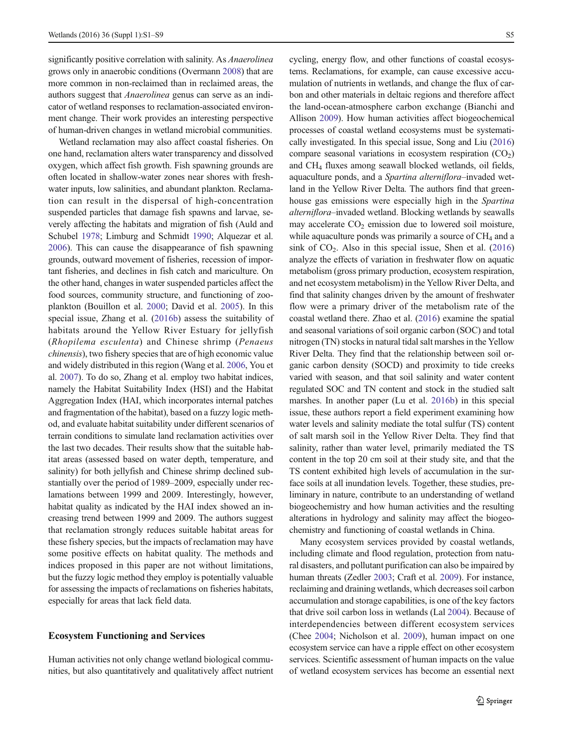significantly positive correlation with salinity. As *Anaerolinea* grows only in anaerobic conditions (Overmann 2008) that are more common in non-reclaimed than in reclaimed areas, the authors suggest that *Anaerolinea* genus can serve as an indicator of wetland responses to reclamation-associated environment change. Their work provides an interesting perspective of human-driven changes in wetland microbial communities.

Wetland reclamation may also affect coastal fisheries. On one hand, reclamation alters water transparency and dissolved oxygen, which affect fish growth. Fish spawning grounds are often located in shallow-water zones near shores with freshwater inputs, low salinities, and abundant plankton. Reclamation can result in the dispersal of high-concentration suspended particles that damage fish spawns and larvae, severely affecting the habitats and migration of fish (Auld and Schubel 1978; Limburg and Schmidt 1990; Alquezar et al. 2006). This can cause the disappearance of fish spawning grounds, outward movement of fisheries, recession of important fisheries, and declines in fish catch and mariculture. On the other hand, changes in water suspended particles affect the food sources, community structure, and functioning of zooplankton (Bouillon et al. 2000; David et al. 2005). In this special issue, Zhang et al. (2016b) assess the suitability of habitats around the Yellow River Estuary for jellyfish (*Rhopilema esculenta*) and Chinese shrimp (*Penaeus chinensis*), two fishery species that are of high economic value and widely distributed in this region (Wang et al. 2006, You et al. 2007). To do so, Zhang et al. employ two habitat indices, namely the Habitat Suitability Index (HSI) and the Habitat Aggregation Index (HAI, which incorporates internal patches and fragmentation of the habitat), based on a fuzzy logic method, and evaluate habitat suitability under different scenarios of terrain conditions to simulate land reclamation activities over the last two decades. Their results show that the suitable habitat areas (assessed based on water depth, temperature, and salinity) for both jellyfish and Chinese shrimp declined substantially over the period of 1989–2009, especially under reclamations between 1999 and 2009. Interestingly, however, habitat quality as indicated by the HAI index showed an increasing trend between 1999 and 2009. The authors suggest that reclamation strongly reduces suitable habitat areas for these fishery species, but the impacts of reclamation may have some positive effects on habitat quality. The methods and indices proposed in this paper are not without limitations, but the fuzzy logic method they employ is potentially valuable for assessing the impacts of reclamations on fisheries habitats, especially for areas that lack field data.

## Ecosystem Functioning and Services

Human activities not only change wetland biological communities, but also quantitatively and qualitatively affect nutrient cycling, energy flow, and other functions of coastal ecosystems. Reclamations, for example, can cause excessive accumulation of nutrients in wetlands, and change the flux of carbon and other materials in deltaic regions and therefore affect the land-ocean-atmosphere carbon exchange (Bianchi and Allison 2009). How human activities affect biogeochemical processes of coastal wetland ecosystems must be systematically investigated. In this special issue, Song and Liu (2016) compare seasonal variations in ecosystem respiration ($CO_2$) and $CH_4$ fluxes among seawall blocked wetlands, oil fields, aquaculture ponds, and a *Spartina alterniflora*–invaded wetland in the Yellow River Delta. The authors find that greenhouse gas emissions were especially high in the *Spartina alterniflora*–invaded wetland. Blocking wetlands by seawalls may accelerate $CO_2$ emission due to lowered soil moisture, while aquaculture ponds was primarily a source of $CH_4$ and a sink of $CO_2$. Also in this special issue, Shen et al. (2016) analyze the effects of variation in freshwater flow on aquatic metabolism (gross primary production, ecosystem respiration, and net ecosystem metabolism) in the Yellow River Delta, and find that salinity changes driven by the amount of freshwater flow were a primary driver of the metabolism rate of the coastal wetland there. Zhao et al. (2016) examine the spatial and seasonal variations of soil organic carbon (SOC) and total nitrogen (TN) stocks in natural tidal salt marshes in the Yellow River Delta. They find that the relationship between soil organic carbon density (SOCD) and proximity to tide creeks varied with season, and that soil salinity and water content regulated SOC and TN content and stock in the studied salt marshes. In another paper (Lu et al. 2016b) in this special issue, these authors report a field experiment examining how water levels and salinity mediate the total sulfur (TS) content of salt marsh soil in the Yellow River Delta. They find that salinity, rather than water level, primarily mediated the TS content in the top 20 cm soil at their study site, and that the TS content exhibited high levels of accumulation in the surface soils at all inundation levels. Together, these studies, preliminary in nature, contribute to an understanding of wetland biogeochemistry and how human activities and the resulting alterations in hydrology and salinity may affect the biogeochemistry and functioning of coastal wetlands in China.

Many ecosystem services provided by coastal wetlands, including climate and flood regulation, protection from natural disasters, and pollutant purification can also be impaired by human threats (Zedler 2003; Craft et al. 2009). For instance, reclaiming and draining wetlands, which decreases soil carbon accumulation and storage capabilities, is one of the key factors that drive soil carbon loss in wetlands (Lal 2004). Because of interdependencies between different ecosystem services (Chee 2004; Nicholson et al. 2009), human impact on one ecosystem service can have a ripple effect on other ecosystem services. Scientific assessment of human impacts on the value of wetland ecosystem services has become an essential next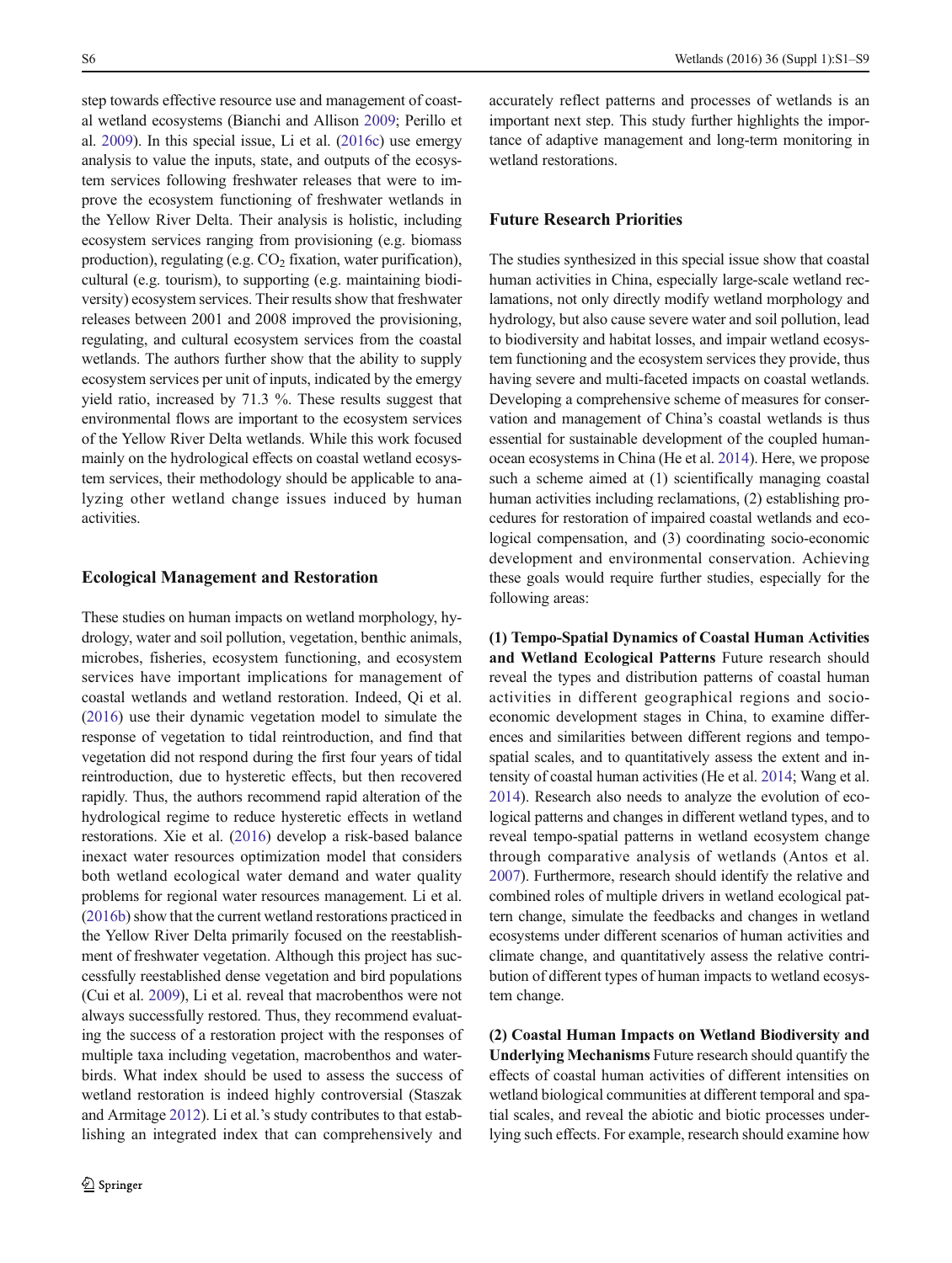step towards effective resource use and management of coastal wetland ecosystems (Bianchi and Allison 2009; Perillo et al. 2009). In this special issue, Li et al. (2016c) use emergy analysis to value the inputs, state, and outputs of the ecosystem services following freshwater releases that were to improve the ecosystem functioning of freshwater wetlands in the Yellow River Delta. Their analysis is holistic, including ecosystem services ranging from provisioning (e.g. biomass production), regulating (e.g. $CO_2$ fixation, water purification), cultural (e.g. tourism), to supporting (e.g. maintaining biodiversity) ecosystem services. Their results show that freshwater releases between 2001 and 2008 improved the provisioning, regulating, and cultural ecosystem services from the coastal wetlands. The authors further show that the ability to supply ecosystem services per unit of inputs, indicated by the emergy yield ratio, increased by 71.3 %. These results suggest that environmental flows are important to the ecosystem services of the Yellow River Delta wetlands. While this work focused mainly on the hydrological effects on coastal wetland ecosystem services, their methodology should be applicable to analyzing other wetland change issues induced by human activities.

## Ecological Management and Restoration

These studies on human impacts on wetland morphology, hydrology, water and soil pollution, vegetation, benthic animals, microbes, fisheries, ecosystem functioning, and ecosystem services have important implications for management of coastal wetlands and wetland restoration. Indeed, Qi et al. (2016) use their dynamic vegetation model to simulate the response of vegetation to tidal reintroduction, and find that vegetation did not respond during the first four years of tidal reintroduction, due to hysteretic effects, but then recovered rapidly. Thus, the authors recommend rapid alteration of the hydrological regime to reduce hysteretic effects in wetland restorations. Xie et al. (2016) develop a risk-based balance inexact water resources optimization model that considers both wetland ecological water demand and water quality problems for regional water resources management. Li et al. (2016b) show that the current wetland restorations practiced in the Yellow River Delta primarily focused on the reestablishment of freshwater vegetation. Although this project has successfully reestablished dense vegetation and bird populations (Cui et al. 2009), Li et al. reveal that macrobenthos were not always successfully restored. Thus, they recommend evaluating the success of a restoration project with the responses of multiple taxa including vegetation, macrobenthos and waterbirds. What index should be used to assess the success of wetland restoration is indeed highly controversial (Staszak and Armitage 2012). Li et al.'s study contributes to that establishing an integrated index that can comprehensively and accurately reflect patterns and processes of wetlands is an important next step. This study further highlights the importance of adaptive management and long-term monitoring in wetland restorations.

## Future Research Priorities

The studies synthesized in this special issue show that coastal human activities in China, especially large-scale wetland reclamations, not only directly modify wetland morphology and hydrology, but also cause severe water and soil pollution, lead to biodiversity and habitat losses, and impair wetland ecosystem functioning and the ecosystem services they provide, thus having severe and multi-faceted impacts on coastal wetlands. Developing a comprehensive scheme of measures for conservation and management of China's coastal wetlands is thus essential for sustainable development of the coupled human-ocean ecosystems in China (He et al. 2014). Here, we propose such a scheme aimed at (1) scientifically managing coastal human activities including reclamations, (2) establishing procedures for restoration of impaired coastal wetlands and ecological compensation, and (3) coordinating socio-economic development and environmental conservation. Achieving these goals would require further studies, especially for the following areas:

**(1) Tempo-Spatial Dynamics of Coastal Human Activities and Wetland Ecological Patterns** Future research should reveal the types and distribution patterns of coastal human activities in different geographical regions and socio-economic development stages in China, to examine differences and similarities between different regions and tempo-spatial scales, and to quantitatively assess the extent and intensity of coastal human activities (He et al. 2014; Wang et al. 2014). Research also needs to analyze the evolution of ecological patterns and changes in different wetland types, and to reveal tempo-spatial patterns in wetland ecosystem change through comparative analysis of wetlands (Antos et al. 2007). Furthermore, research should identify the relative and combined roles of multiple drivers in wetland ecological pattern change, simulate the feedbacks and changes in wetland ecosystems under different scenarios of human activities and climate change, and quantitatively assess the relative contribution of different types of human impacts to wetland ecosystem change.

**(2) Coastal Human Impacts on Wetland Biodiversity and Underlying Mechanisms** Future research should quantify the effects of coastal human activities of different intensities on wetland biological communities at different temporal and spatial scales, and reveal the abiotic and biotic processes underlying such effects. For example, research should examine how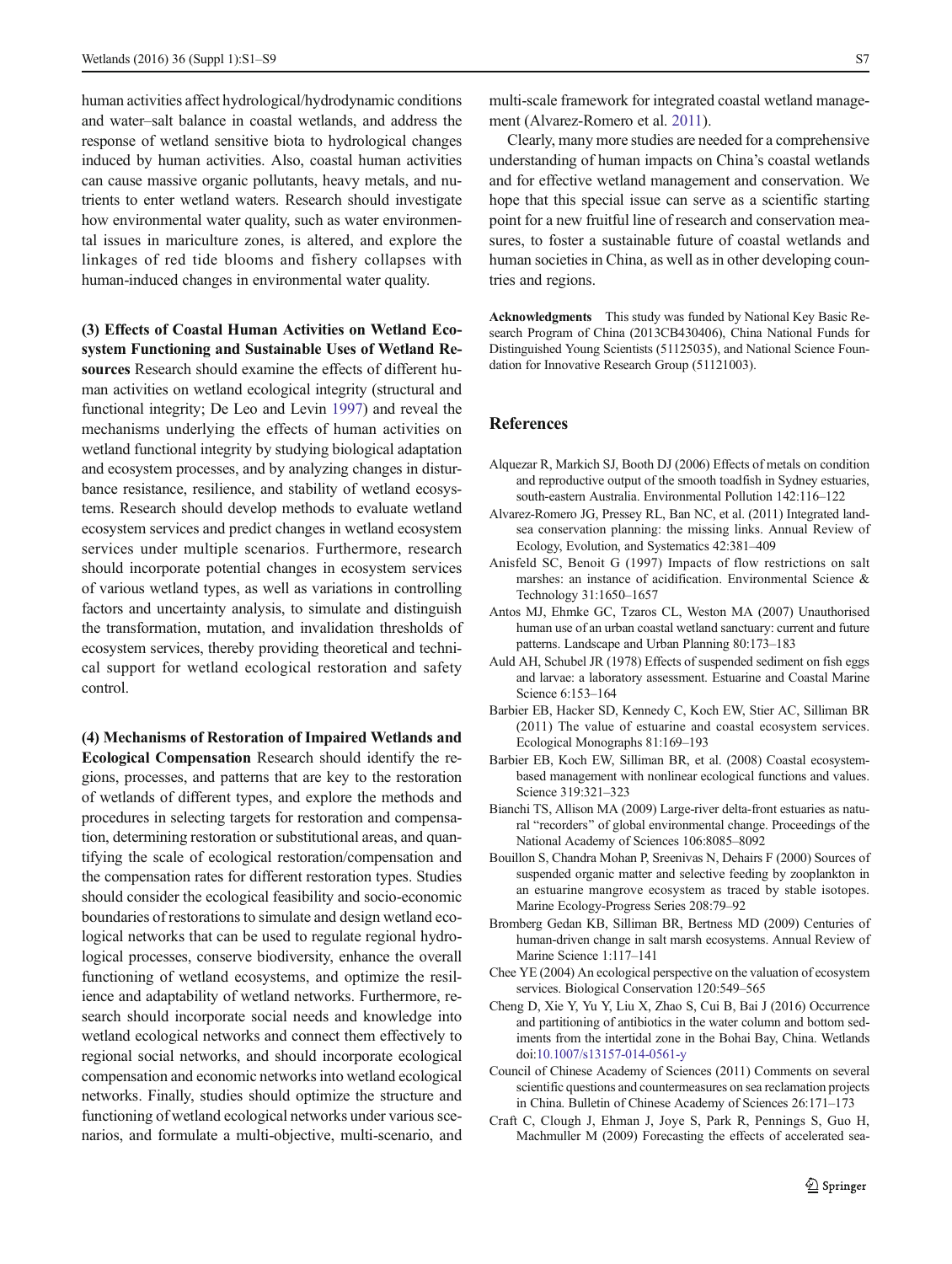human activities affect hydrological/hydrodynamic conditions and water–salt balance in coastal wetlands, and address the response of wetland sensitive biota to hydrological changes induced by human activities. Also, coastal human activities can cause massive organic pollutants, heavy metals, and nutrients to enter wetland waters. Research should investigate how environmental water quality, such as water environmental issues in mariculture zones, is altered, and explore the linkages of red tide blooms and fishery collapses with human-induced changes in environmental water quality.

**(3) Effects of Coastal Human Activities on Wetland Ecosystem Functioning and Sustainable Uses of Wetland Resources** Research should examine the effects of different human activities on wetland ecological integrity (structural and functional integrity; De Leo and Levin 1997) and reveal the mechanisms underlying the effects of human activities on wetland functional integrity by studying biological adaptation and ecosystem processes, and by analyzing changes in disturbance resistance, resilience, and stability of wetland ecosystems. Research should develop methods to evaluate wetland ecosystem services and predict changes in wetland ecosystem services under multiple scenarios. Furthermore, research should incorporate potential changes in ecosystem services of various wetland types, as well as variations in controlling factors and uncertainty analysis, to simulate and distinguish the transformation, mutation, and invalidation thresholds of ecosystem services, thereby providing theoretical and technical support for wetland ecological restoration and safety control.

**(4) Mechanisms of Restoration of Impaired Wetlands and Ecological Compensation** Research should identify the regions, processes, and patterns that are key to the restoration of wetlands of different types, and explore the methods and procedures in selecting targets for restoration and compensation, determining restoration or substitutional areas, and quantifying the scale of ecological restoration/compensation and the compensation rates for different restoration types. Studies should consider the ecological feasibility and socio-economic boundaries of restorations to simulate and design wetland ecological networks that can be used to regulate regional hydrological processes, conserve biodiversity, enhance the overall functioning of wetland ecosystems, and optimize the resilience and adaptability of wetland networks. Furthermore, research should incorporate social needs and knowledge into wetland ecological networks and connect them effectively to regional social networks, and should incorporate ecological compensation and economic networks into wetland ecological networks. Finally, studies should optimize the structure and functioning of wetland ecological networks under various scenarios, and formulate a multi-objective, multi-scenario, and multi-scale framework for integrated coastal wetland management (Alvarez-Romero et al. 2011).

Clearly, many more studies are needed for a comprehensive understanding of human impacts on China's coastal wetlands and for effective wetland management and conservation. We hope that this special issue can serve as a scientific starting point for a new fruitful line of research and conservation measures, to foster a sustainable future of coastal wetlands and human societies in China, as well as in other developing countries and regions.

**Acknowledgments** This study was funded by National Key Basic Research Program of China (2013CB430406), China National Funds for Distinguished Young Scientists (51125035), and National Science Foundation for Innovative Research Group (51121003).

## References

- Alquezar R, Markich SJ, Booth DJ (2006) Effects of metals on condition and reproductive output of the smooth toadfish in Sydney estuaries, south-eastern Australia. Environmental Pollution 142:116–122
- Alvarez-Romero JG, Pressey RL, Ban NC, et al. (2011) Integrated land-sea conservation planning: the missing links. Annual Review of Ecology, Evolution, and Systematics 42:381–409
- Anisfeld SC, Benoit G (1997) Impacts of flow restrictions on salt marshes: an instance of acidification. Environmental Science & Technology 31:1650–1657
- Antos MJ, Ehmke GC, Tzaros CL, Weston MA (2007) Unauthorised human use of an urban coastal wetland sanctuary: current and future patterns. Landscape and Urban Planning 80:173–183
- Auld AH, Schubel JR (1978) Effects of suspended sediment on fish eggs and larvae: a laboratory assessment. Estuarine and Coastal Marine Science 6:153–164
- Barbier EB, Hacker SD, Kennedy C, Koch EW, Stier AC, Silliman BR (2011) The value of estuarine and coastal ecosystem services. Ecological Monographs 81:169–193
- Barbier EB, Koch EW, Silliman BR, et al. (2008) Coastal ecosystem-based management with nonlinear ecological functions and values. Science 319:321–323
- Bianchi TS, Allison MA (2009) Large-river delta-front estuaries as natural "recorders" of global environmental change. Proceedings of the National Academy of Sciences 106:8085–8092
- Bouillon S, Chandra Mohan P, Sreenivas N, Dehairs F (2000) Sources of suspended organic matter and selective feeding by zooplankton in an estuarine mangrove ecosystem as traced by stable isotopes. Marine Ecology-Progress Series 208:79–92
- Bromberg Gedan KB, Silliman BR, Bertness MD (2009) Centuries of human-driven change in salt marsh ecosystems. Annual Review of Marine Science 1:117–141
- Chee YE (2004) An ecological perspective on the valuation of ecosystem services. Biological Conservation 120:549–565
- Cheng D, Xie Y, Yu Y, Liu X, Zhao S, Cui B, Bai J (2016) Occurrence and partitioning of antibiotics in the water column and bottom sediments from the intertidal zone in the Bohai Bay, China. Wetlands doi:10.1007/s13157-014-0561-y
- Council of Chinese Academy of Sciences (2011) Comments on several scientific questions and countermeasures on sea reclamation projects in China. Bulletin of Chinese Academy of Sciences 26:171–173
- Craft C, Clough J, Ehman J, Joye S, Park R, Pennings S, Guo H, Machmuller M (2009) Forecasting the effects of accelerated sea-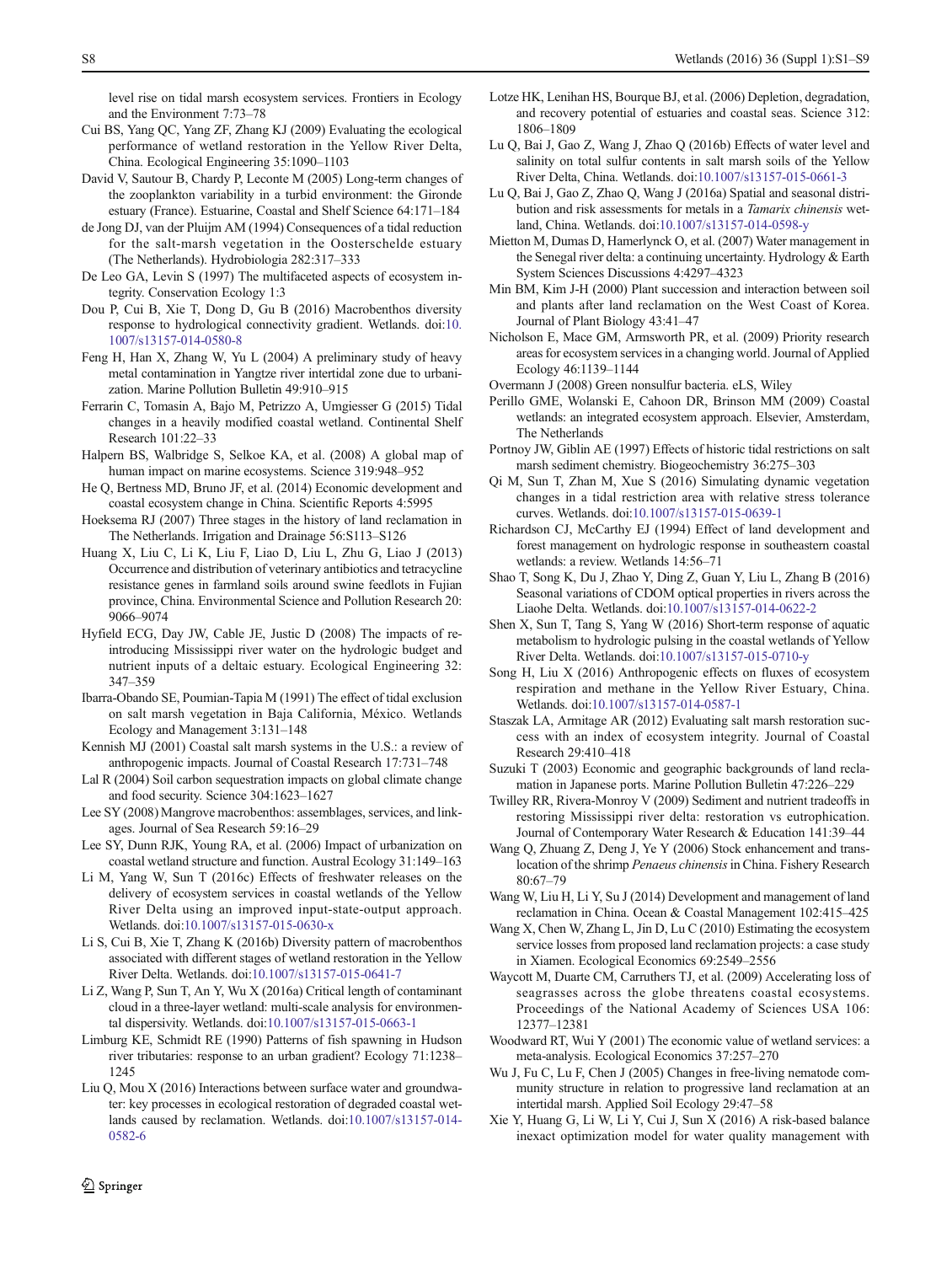level rise on tidal marsh ecosystem services. Frontiers in Ecology and the Environment 7:73–78

Cui BS, Yang QC, Yang ZF, Zhang KJ (2009) Evaluating the ecological performance of wetland restoration in the Yellow River Delta, China. Ecological Engineering 35:1090–1103

David V, Sautour B, Chardy P, Leconte M (2005) Long-term changes of the zooplankton variability in a turbid environment: the Gironde estuary (France). Estuarine, Coastal and Shelf Science 64:171–184

de Jong DJ, van der Pluijm AM (1994) Consequences of a tidal reduction for the salt-marsh vegetation in the Oosterschelde estuary (The Netherlands). Hydrobiologia 282:317–333

De Leo GA, Levin S (1997) The multifaceted aspects of ecosystem integrity. Conservation Ecology 1:3

Dou P, Cui B, Xie T, Dong D, Gu B (2016) Macrobenthos diversity response to hydrological connectivity gradient. Wetlands. doi:10.1007/s13157-014-0580-8

Feng H, Han X, Zhang W, Yu L (2004) A preliminary study of heavy metal contamination in Yangtze river intertidal zone due to urbanization. Marine Pollution Bulletin 49:910–915

Ferrarin C, Tomasin A, Bajo M, Petrizzo A, Umgiesser G (2015) Tidal changes in a heavily modified coastal wetland. Continental Shelf Research 101:22–33

Halpern BS, Walbridge S, Selkoe KA, et al. (2008) A global map of human impact on marine ecosystems. Science 319:948–952

He Q, Bertness MD, Bruno JF, et al. (2014) Economic development and coastal ecosystem change in China. Scientific Reports 4:5995

Hoeksema RJ (2007) Three stages in the history of land reclamation in The Netherlands. Irrigation and Drainage 56:S113–S126

Huang X, Liu C, Li K, Liu F, Liao D, Liu L, Zhu G, Liao J (2013) Occurrence and distribution of veterinary antibiotics and tetracycline resistance genes in farmland soils around swine feedlots in Fujian province, China. Environmental Science and Pollution Research 20: 9066–9074

Hyfield ECG, Day JW, Cable JE, Justic D (2008) The impacts of re-introducing Mississippi river water on the hydrologic budget and nutrient inputs of a deltaic estuary. Ecological Engineering 32: 347–359

Ibarra-Obando SE, Poumian-Tapia M (1991) The effect of tidal exclusion on salt marsh vegetation in Baja California, México. Wetlands Ecology and Management 3:131–148

Kennish MJ (2001) Coastal salt marsh systems in the U.S.: a review of anthropogenic impacts. Journal of Coastal Research 17:731–748

Lal R (2004) Soil carbon sequestration impacts on global climate change and food security. Science 304:1623–1627

Lee SY (2008) Mangrove macrobenthos: assemblages, services, and linkages. Journal of Sea Research 59:16–29

Lee SY, Dunn RJK, Young RA, et al. (2006) Impact of urbanization on coastal wetland structure and function. Austral Ecology 31:149–163

Li M, Yang W, Sun T (2016c) Effects of freshwater releases on the delivery of ecosystem services in coastal wetlands of the Yellow River Delta using an improved input-state-output approach. Wetlands. doi:10.1007/s13157-015-0630-x

Li S, Cui B, Xie T, Zhang K (2016b) Diversity pattern of macrobenthos associated with different stages of wetland restoration in the Yellow River Delta. Wetlands. doi:10.1007/s13157-015-0641-7

Li Z, Wang P, Sun T, An Y, Wu X (2016a) Critical length of contaminant cloud in a three-layer wetland: multi-scale analysis for environmental dispersivity. Wetlands. doi:10.1007/s13157-015-0663-1

Limburg KE, Schmidt RE (1990) Patterns of fish spawning in Hudson river tributaries: response to an urban gradient? Ecology 71:1238–1245

Liu Q, Mou X (2016) Interactions between surface water and groundwater: key processes in ecological restoration of degraded coastal wetlands caused by reclamation. Wetlands. doi:10.1007/s13157-014-0582-6

Lotze HK, Lenihan HS, Bourque BJ, et al. (2006) Depletion, degradation, and recovery potential of estuaries and coastal seas. Science 312: 1806–1809

Lu Q, Bai J, Gao Z, Wang J, Zhao Q (2016b) Effects of water level and salinity on total sulfur contents in salt marsh soils of the Yellow River Delta, China. Wetlands. doi:10.1007/s13157-015-0661-3

Lu Q, Bai J, Gao Z, Zhao Q, Wang J (2016a) Spatial and seasonal distribution and risk assessments for metals in a *Tamarix chinensis* wetland, China. Wetlands. doi:10.1007/s13157-014-0598-y

Mietton M, Dumas D, Hamerlynck O, et al. (2007) Water management in the Senegal river delta: a continuing uncertainty. Hydrology & Earth System Sciences Discussions 4:4297–4323

Min BM, Kim J-H (2000) Plant succession and interaction between soil and plants after land reclamation on the West Coast of Korea. Journal of Plant Biology 43:41–47

Nicholson E, Mace GM, Armsworth PR, et al. (2009) Priority research areas for ecosystem services in a changing world. Journal of Applied Ecology 46:1139–1144

Overmann J (2008) Green nonsulfur bacteria. eLS, Wiley

Perillo GME, Wolanski E, Cahoon DR, Brinson MM (2009) Coastal wetlands: an integrated ecosystem approach. Elsevier, Amsterdam, The Netherlands

Portnoy JW, Giblin AE (1997) Effects of historic tidal restrictions on salt marsh sediment chemistry. Biogeochemistry 36:275–303

Qi M, Sun T, Zhan M, Xue S (2016) Simulating dynamic vegetation changes in a tidal restriction area with relative stress tolerance curves. Wetlands. doi:10.1007/s13157-015-0639-1

Richardson CJ, McCarthy EJ (1994) Effect of land development and forest management on hydrologic response in southeastern coastal wetlands: a review. Wetlands 14:56–71

Shao T, Song K, Du J, Zhao Y, Ding Z, Guan Y, Liu L, Zhang B (2016) Seasonal variations of CDOM optical properties in rivers across the Liaohe Delta. Wetlands. doi:10.1007/s13157-014-0622-2

Shen X, Sun T, Tang S, Yang W (2016) Short-term response of aquatic metabolism to hydrologic pulsing in the coastal wetlands of Yellow River Delta. Wetlands. doi:10.1007/s13157-015-0710-y

Song H, Liu X (2016) Anthropogenic effects on fluxes of ecosystem respiration and methane in the Yellow River Estuary, China. Wetlands. doi:10.1007/s13157-014-0587-1

Staszak LA, Armitage AR (2012) Evaluating salt marsh restoration success with an index of ecosystem integrity. Journal of Coastal Research 29:410–418

Suzuki T (2003) Economic and geographic backgrounds of land reclamation in Japanese ports. Marine Pollution Bulletin 47:226–229

Twilley RR, Rivera-Monroy V (2009) Sediment and nutrient tradeoffs in restoring Mississippi river delta: restoration vs eutrophication. Journal of Contemporary Water Research & Education 141:39–44

Wang Q, Zhuang Z, Deng J, Ye Y (2006) Stock enhancement and translocation of the shrimp *Penaeus chinensis* in China. Fishery Research 80:67–79

Wang W, Liu H, Li Y, Su J (2014) Development and management of land reclamation in China. Ocean & Coastal Management 102:415–425

Wang X, Chen W, Zhang L, Jin D, Lu C (2010) Estimating the ecosystem service losses from proposed land reclamation projects: a case study in Xiamen. Ecological Economics 69:2549–2556

Waycott M, Duarte CM, Carruthers TJ, et al. (2009) Accelerating loss of seagrasses across the globe threatens coastal ecosystems. Proceedings of the National Academy of Sciences USA 106: 12377–12381

Woodward RT, Wui Y (2001) The economic value of wetland services: a meta-analysis. Ecological Economics 37:257–270

Wu J, Fu C, Lu F, Chen J (2005) Changes in free-living nematode community structure in relation to progressive land reclamation at an intertidal marsh. Applied Soil Ecology 29:47–58

Xie Y, Huang G, Li W, Li Y, Cui J, Sun X (2016) A risk-based balance inexact optimization model for water quality management with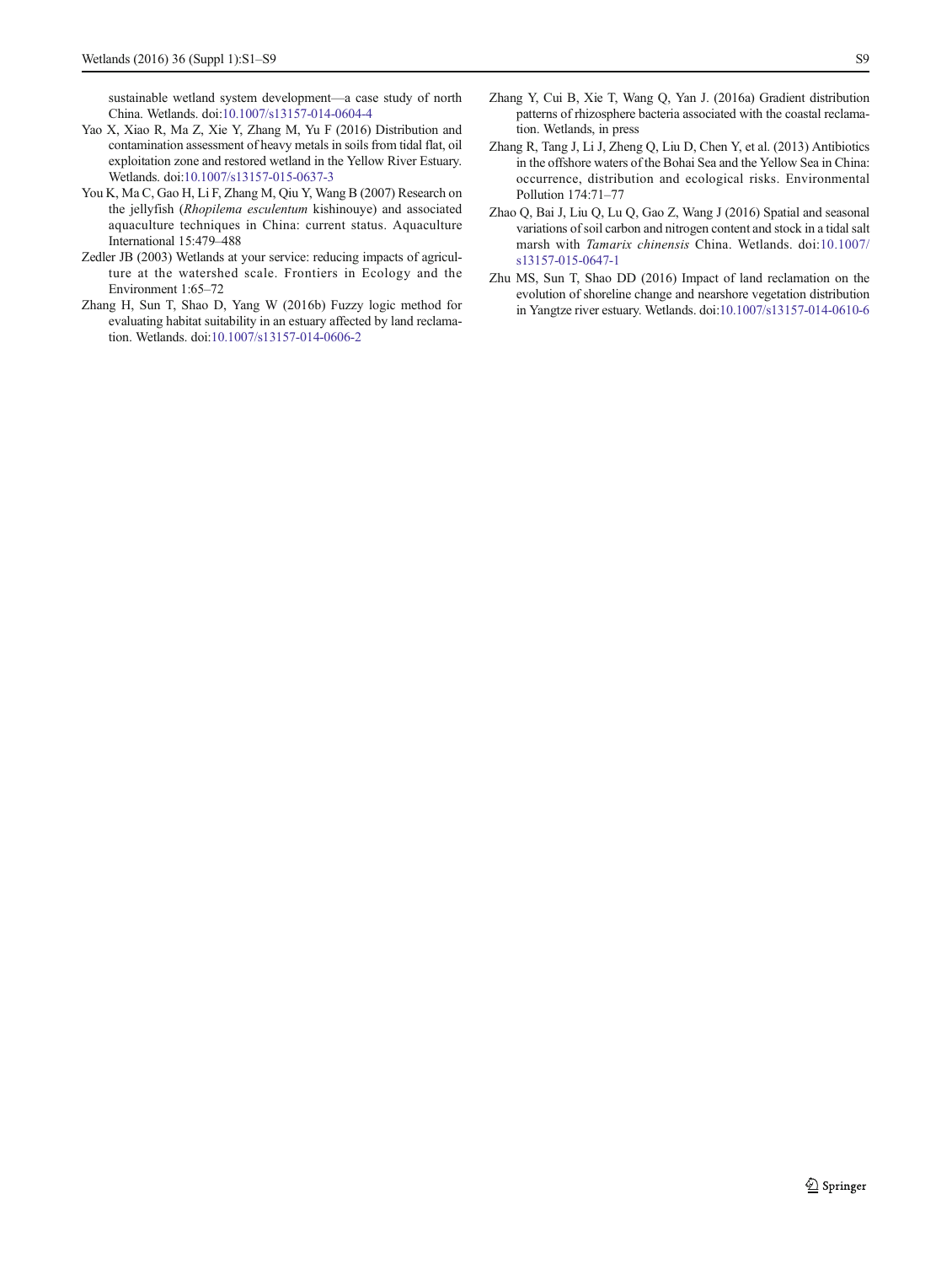sustainable wetland system development—a case study of north China. Wetlands. doi:10.1007/s13157-014-0604-4

Yao X, Xiao R, Ma Z, Xie Y, Zhang M, Yu F (2016) Distribution and contamination assessment of heavy metals in soils from tidal flat, oil exploitation zone and restored wetland in the Yellow River Estuary. Wetlands. doi:10.1007/s13157-015-0637-3

You K, Ma C, Gao H, Li F, Zhang M, Qiu Y, Wang B (2007) Research on the jellyfish (*Rhopilema esculentum* kishinouye) and associated aquaculture techniques in China: current status. Aquaculture International 15:479–488

Zedler JB (2003) Wetlands at your service: reducing impacts of agriculture at the watershed scale. Frontiers in Ecology and the Environment 1:65–72

Zhang H, Sun T, Shao D, Yang W (2016b) Fuzzy logic method for evaluating habitat suitability in an estuary affected by land reclamation. Wetlands. doi:10.1007/s13157-014-0606-2

Zhang Y, Cui B, Xie T, Wang Q, Yan J. (2016a) Gradient distribution patterns of rhizosphere bacteria associated with the coastal reclamation. Wetlands, in press

Zhang R, Tang J, Li J, Zheng Q, Liu D, Chen Y, et al. (2013) Antibiotics in the offshore waters of the Bohai Sea and the Yellow Sea in China: occurrence, distribution and ecological risks. Environmental Pollution 174:71–77

Zhao Q, Bai J, Liu Q, Lu Q, Gao Z, Wang J (2016) Spatial and seasonal variations of soil carbon and nitrogen content and stock in a tidal salt marsh with *Tamarix chinensis* China. Wetlands. doi:10.1007/s13157-015-0647-1

Zhu MS, Sun T, Shao DD (2016) Impact of land reclamation on the evolution of shoreline change and nearshore vegetation distribution in Yangtze river estuary. Wetlands. doi:10.1007/s13157-014-0610-6